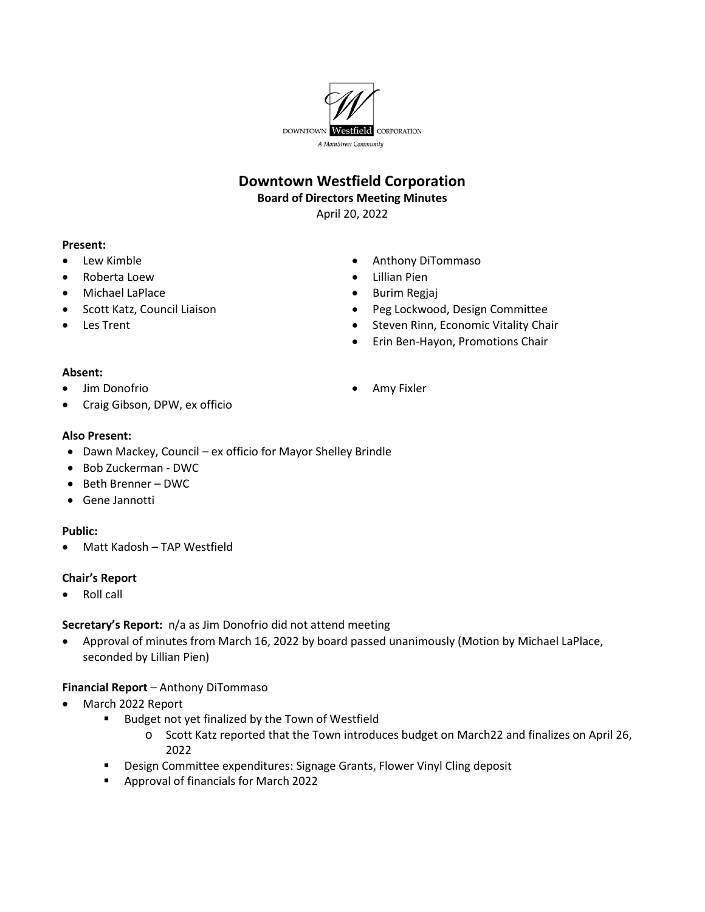DOWNTOWN Westfield CORPORATION

*A MainStreet Community*

# Downtown Westfield Corporation

**Board of Directors Meeting Minutes**

April 20, 2022

**Present:**

- Lew Kimble
- Roberta Loew
- Michael LaPlace
- Scott Katz, Council Liaison
- Les Trent
- Anthony DiTommaso
- Lillian Pien
- Burim Regjaj
- Peg Lockwood, Design Committee
- Steven Rinn, Economic Vitality Chair
- Erin Ben-Hayon, Promotions Chair

**Absent:**

- Jim Donofrio
- Craig Gibson, DPW, ex officio
- Amy Fixler

**Also Present:**

- Dawn Mackey, Council – ex officio for Mayor Shelley Brindle
- Bob Zuckerman - DWC
- Beth Brenner – DWC
- Gene Jannotti

**Public:**

- Matt Kadosh – TAP Westfield

**Chair's Report**

- Roll call

**Secretary's Report:** n/a as Jim Donofrio did not attend meeting

- Approval of minutes from March 16, 2022 by board passed unanimously (Motion by Michael LaPlace, seconded by Lillian Pien)

**Financial Report** – Anthony DiTommaso

- March 2022 Report
  - Budget not yet finalized by the Town of Westfield
    - Scott Katz reported that the Town introduces budget on March22 and finalizes on April 26, 2022
  - Design Committee expenditures: Signage Grants, Flower Vinyl Cling deposit
  - Approval of financials for March 2022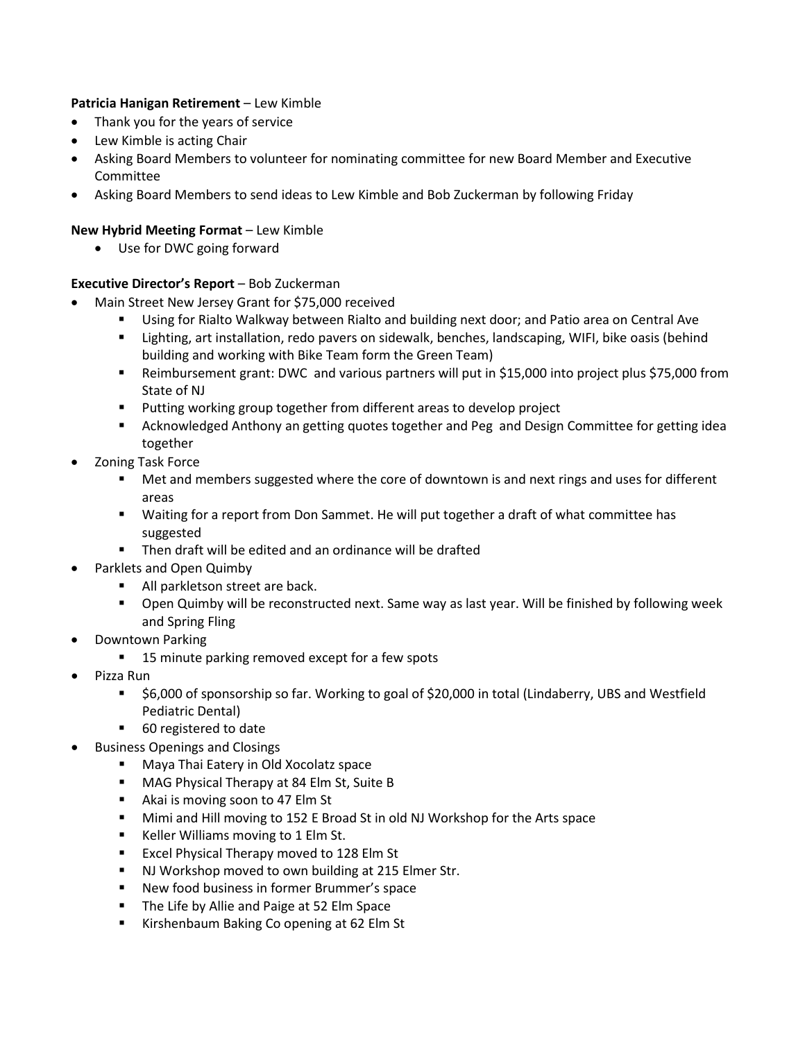**Patricia Hanigan Retirement** – Lew Kimble

- Thank you for the years of service
- Lew Kimble is acting Chair
- Asking Board Members to volunteer for nominating committee for new Board Member and Executive Committee
- Asking Board Members to send ideas to Lew Kimble and Bob Zuckerman by following Friday

**New Hybrid Meeting Format** – Lew Kimble

- Use for DWC going forward

**Executive Director's Report** – Bob Zuckerman

- Main Street New Jersey Grant for $75,000 received
  - Using for Rialto Walkway between Rialto and building next door; and Patio area on Central Ave
  - Lighting, art installation, redo pavers on sidewalk, benches, landscaping, WIFI, bike oasis (behind building and working with Bike Team form the Green Team)
  - Reimbursement grant: DWC and various partners will put in $15,000 into project plus $75,000 from State of NJ
  - Putting working group together from different areas to develop project
  - Acknowledged Anthony an getting quotes together and Peg and Design Committee for getting idea together
- Zoning Task Force
  - Met and members suggested where the core of downtown is and next rings and uses for different areas
  - Waiting for a report from Don Sammet. He will put together a draft of what committee has suggested
  - Then draft will be edited and an ordinance will be drafted
- Parklets and Open Quimby
  - All parkletson street are back.
  - Open Quimby will be reconstructed next. Same way as last year. Will be finished by following week and Spring Fling
- Downtown Parking
  - 15 minute parking removed except for a few spots
- Pizza Run
  - $6,000 of sponsorship so far. Working to goal of $20,000 in total (Lindaberry, UBS and Westfield Pediatric Dental)
  - 60 registered to date
- Business Openings and Closings
  - Maya Thai Eatery in Old Xocolatz space
  - MAG Physical Therapy at 84 Elm St, Suite B
  - Akai is moving soon to 47 Elm St
  - Mimi and Hill moving to 152 E Broad St in old NJ Workshop for the Arts space
  - Keller Williams moving to 1 Elm St.
  - Excel Physical Therapy moved to 128 Elm St
  - NJ Workshop moved to own building at 215 Elmer Str.
  - New food business in former Brummer's space
  - The Life by Allie and Paige at 52 Elm Space
  - Kirshenbaum Baking Co opening at 62 Elm St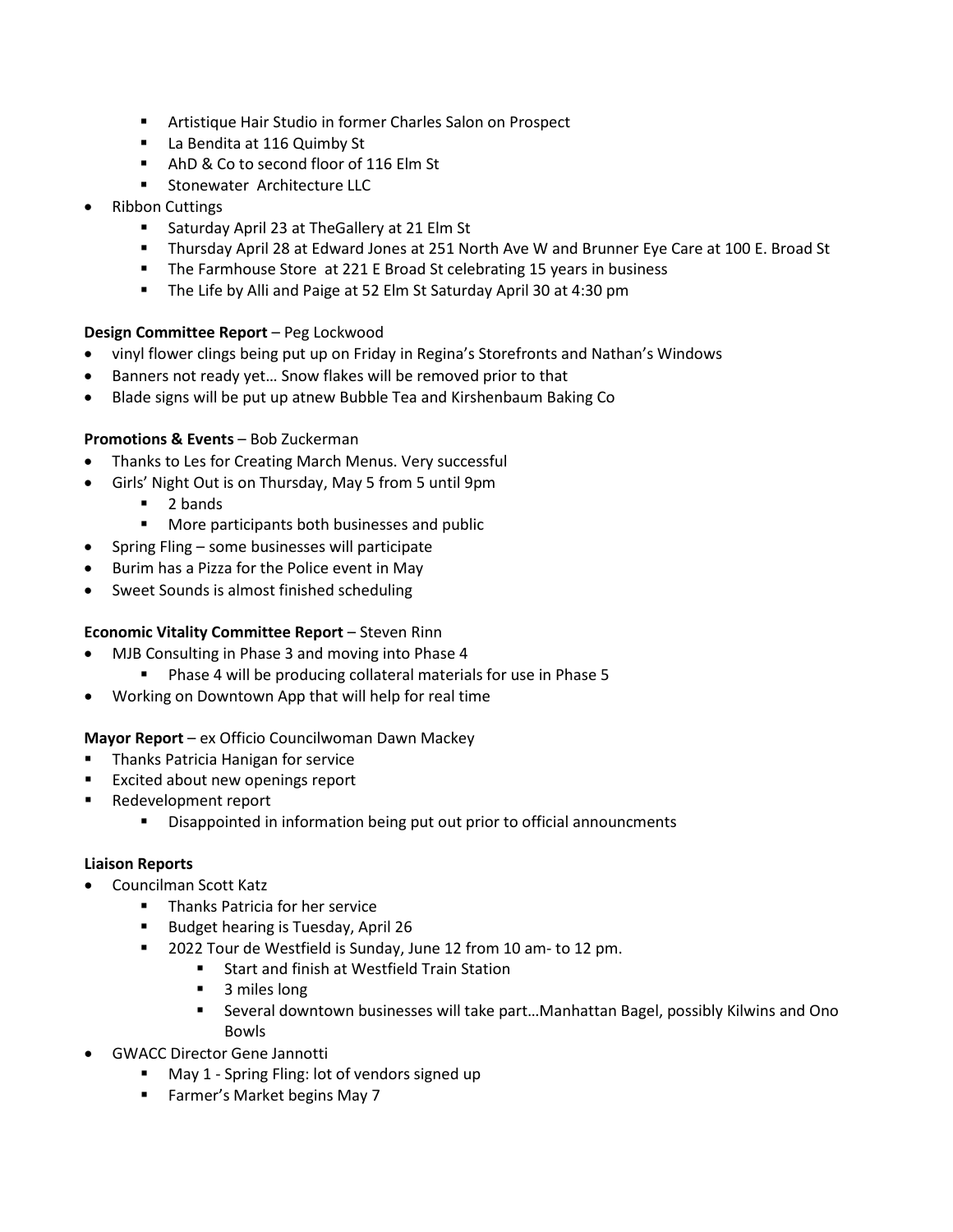- Artistique Hair Studio in former Charles Salon on Prospect
    - La Bendita at 116 Quimby St
    - AhD & Co to second floor of 116 Elm St
    - Stonewater  Architecture LLC
- Ribbon Cuttings
    - Saturday April 23 at TheGallery at 21 Elm St
    - Thursday April 28 at Edward Jones at 251 North Ave W and Brunner Eye Care at 100 E. Broad St
    - The Farmhouse Store  at 221 E Broad St celebrating 15 years in business
    - The Life by Alli and Paige at 52 Elm St Saturday April 30 at 4:30 pm

**Design Committee Report** – Peg Lockwood

- vinyl flower clings being put up on Friday in Regina's Storefronts and Nathan's Windows
- Banners not ready yet… Snow flakes will be removed prior to that
- Blade signs will be put up atnew Bubble Tea and Kirshenbaum Baking Co

**Promotions & Events** – Bob Zuckerman

- Thanks to Les for Creating March Menus. Very successful
- Girls' Night Out is on Thursday, May 5 from 5 until 9pm
    - 2 bands
    - More participants both businesses and public
- Spring Fling – some businesses will participate
- Burim has a Pizza for the Police event in May
- Sweet Sounds is almost finished scheduling

**Economic Vitality Committee Report** – Steven Rinn

- MJB Consulting in Phase 3 and moving into Phase 4
    - Phase 4 will be producing collateral materials for use in Phase 5
- Working on Downtown App that will help for real time

**Mayor Report** – ex Officio Councilwoman Dawn Mackey

- Thanks Patricia Hanigan for service
- Excited about new openings report
- Redevelopment report
    - Disappointed in information being put out prior to official announcments

**Liaison Reports**

- Councilman Scott Katz
    - Thanks Patricia for her service
    - Budget hearing is Tuesday, April 26
    - 2022 Tour de Westfield is Sunday, June 12 from 10 am- to 12 pm.
        - Start and finish at Westfield Train Station
        - 3 miles long
        - Several downtown businesses will take part…Manhattan Bagel, possibly Kilwins and Ono Bowls
- GWACC Director Gene Jannotti
    - May 1 - Spring Fling: lot of vendors signed up
    - Farmer's Market begins May 7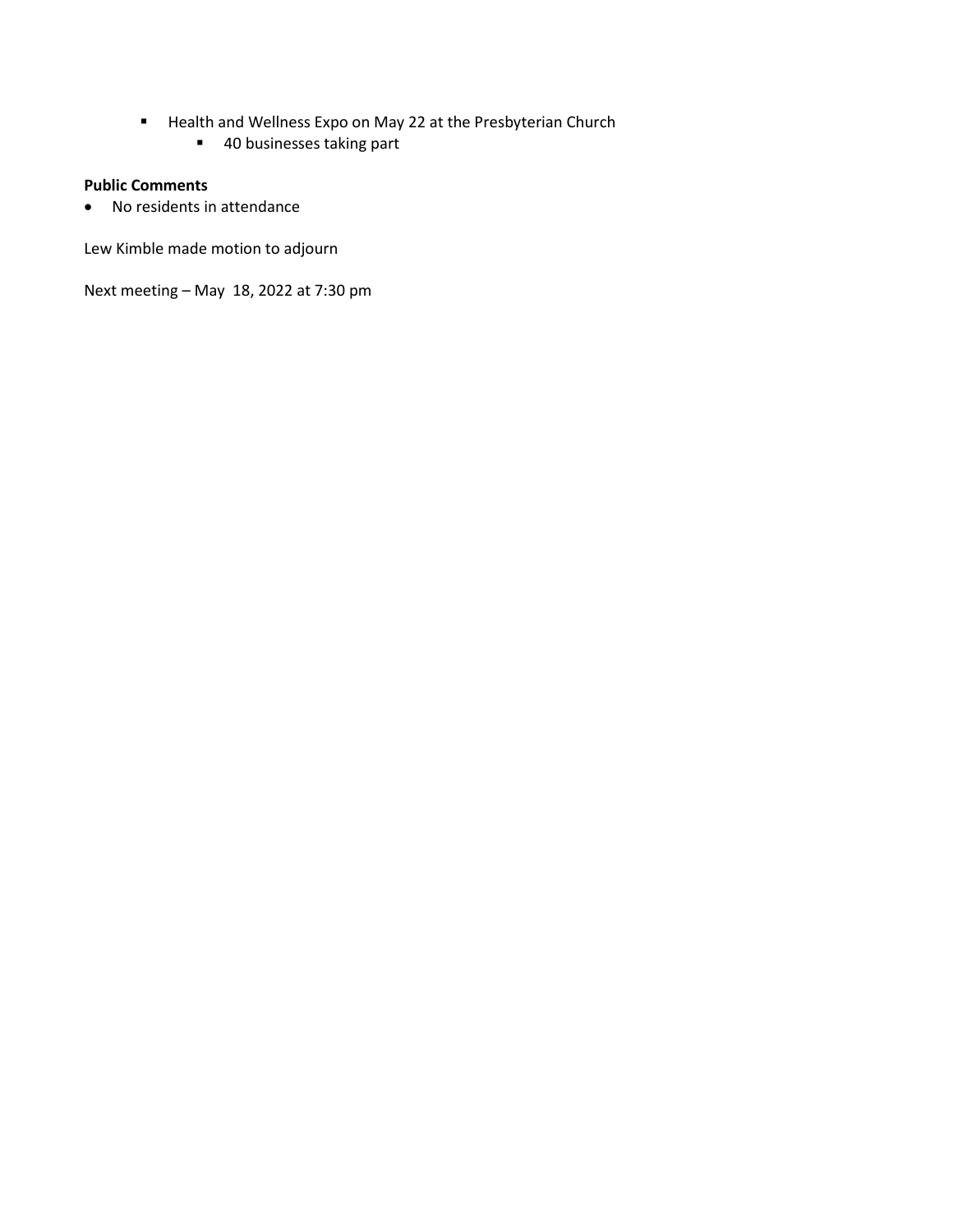- Health and Wellness Expo on May 22 at the Presbyterian Church
        - 40 businesses taking part

**Public Comments**

- No residents in attendance

Lew Kimble made motion to adjourn

Next meeting – May 18, 2022 at 7:30 pm